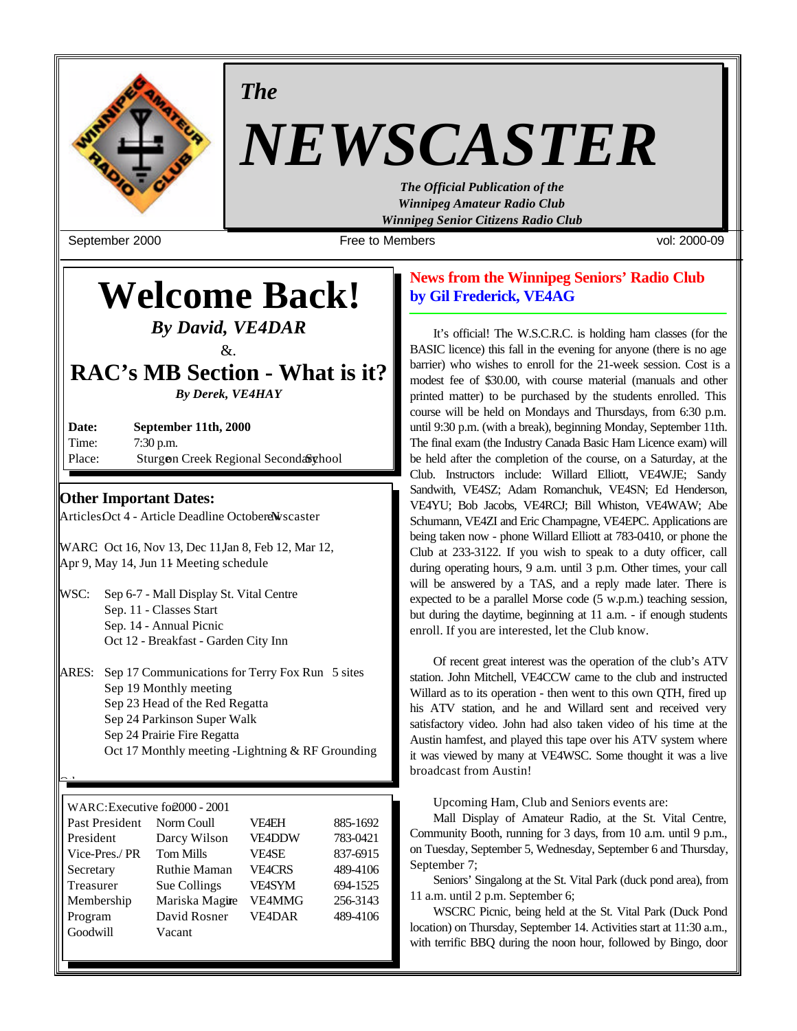*The*

# NEWSCASTER

***The Official Publication of the Winnipeg Amateur Radio Club Winnipeg Senior Citizens Radio Club***

September 2000 — Free to Members — vol: 2000-09

# Welcome Back!

***By David, VE4DAR***

&.

## RAC's MB Section - What is it?

***By Derek, VE4HAY***

| | |
|---|---|
| **Date:** | **September 11th, 2000** |
| Time: | 7:30 p.m. |
| Place: | Sturgeon Creek Regional Secondary School |

### Other Important Dates:

Articles: Oct 4 - Article Deadline October Newscaster

WARC: Oct 16, Nov 13, Dec 11, Jan 8, Feb 12, Mar 12, Apr 9, May 14, Jun 11 - Meeting schedule

WSC:
- Sep 6-7 - Mall Display St. Vital Centre
- Sep. 11 - Classes Start
- Sep. 14 - Annual Picnic
- Oct 12 - Breakfast - Garden City Inn

ARES:
- Sep 17 Communications for Terry Fox Run 5 sites
- Sep 19 Monthly meeting
- Sep 23 Head of the Red Regatta
- Sep 24 Parkinson Super Walk
- Sep 24 Prairie Fire Regatta
- Oct 17 Monthly meeting -Lightning & RF Grounding

| WARC: Executive for 2000 - 2001 | | | |
|---|---|---|---|
| Past President | Norm Coull | VE4EH | 885-1692 |
| President | Darcy Wilson | VE4DDW | 783-0421 |
| Vice-Pres./ PR | Tom Mills | VE4SE | 837-6915 |
| Secretary | Ruthie Maman | VE4CRS | 489-4106 |
| Treasurer | Sue Collings | VE4SYM | 694-1525 |
| Membership | Mariska Magirie | VE4MMG | 256-3143 |
| Program | David Rosner | VE4DAR | 489-4106 |
| Goodwill | Vacant | | |

## News from the Winnipeg Seniors' Radio Club by Gil Frederick, VE4AG

It's official! The W.S.C.R.C. is holding ham classes (for the BASIC licence) this fall in the evening for anyone (there is no age barrier) who wishes to enroll for the 21-week session. Cost is a modest fee of $30.00, with course material (manuals and other printed matter) to be purchased by the students enrolled. This course will be held on Mondays and Thursdays, from 6:30 p.m. until 9:30 p.m. (with a break), beginning Monday, September 11th. The final exam (the Industry Canada Basic Ham Licence exam) will be held after the completion of the course, on a Saturday, at the Club. Instructors include: Willard Elliott, VE4WJE; Sandy Sandwith, VE4SZ; Adam Romanchuk, VE4SN; Ed Henderson, VE4YU; Bob Jacobs, VE4RCJ; Bill Whiston, VE4WAW; Abe Schumann, VE4ZI and Eric Champagne, VE4EPC. Applications are being taken now - phone Willard Elliott at 783-0410, or phone the Club at 233-3122. If you wish to speak to a duty officer, call during operating hours, 9 a.m. until 3 p.m. Other times, your call will be answered by a TAS, and a reply made later. There is expected to be a parallel Morse code (5 w.p.m.) teaching session, but during the daytime, beginning at 11 a.m. - if enough students enroll. If you are interested, let the Club know.

Of recent great interest was the operation of the club's ATV station. John Mitchell, VE4CCW came to the club and instructed Willard as to its operation - then went to this own QTH, fired up his ATV station, and he and Willard sent and received very satisfactory video. John had also taken video of his time at the Austin hamfest, and played this tape over his ATV system where it was viewed by many at VE4WSC. Some thought it was a live broadcast from Austin!

Upcoming Ham, Club and Seniors events are:

Mall Display of Amateur Radio, at the St. Vital Centre, Community Booth, running for 3 days, from 10 a.m. until 9 p.m., on Tuesday, September 5, Wednesday, September 6 and Thursday, September 7;

Seniors' Singalong at the St. Vital Park (duck pond area), from 11 a.m. until 2 p.m. September 6;

WSCRC Picnic, being held at the St. Vital Park (Duck Pond location) on Thursday, September 14. Activities start at 11:30 a.m., with terrific BBQ during the noon hour, followed by Bingo, door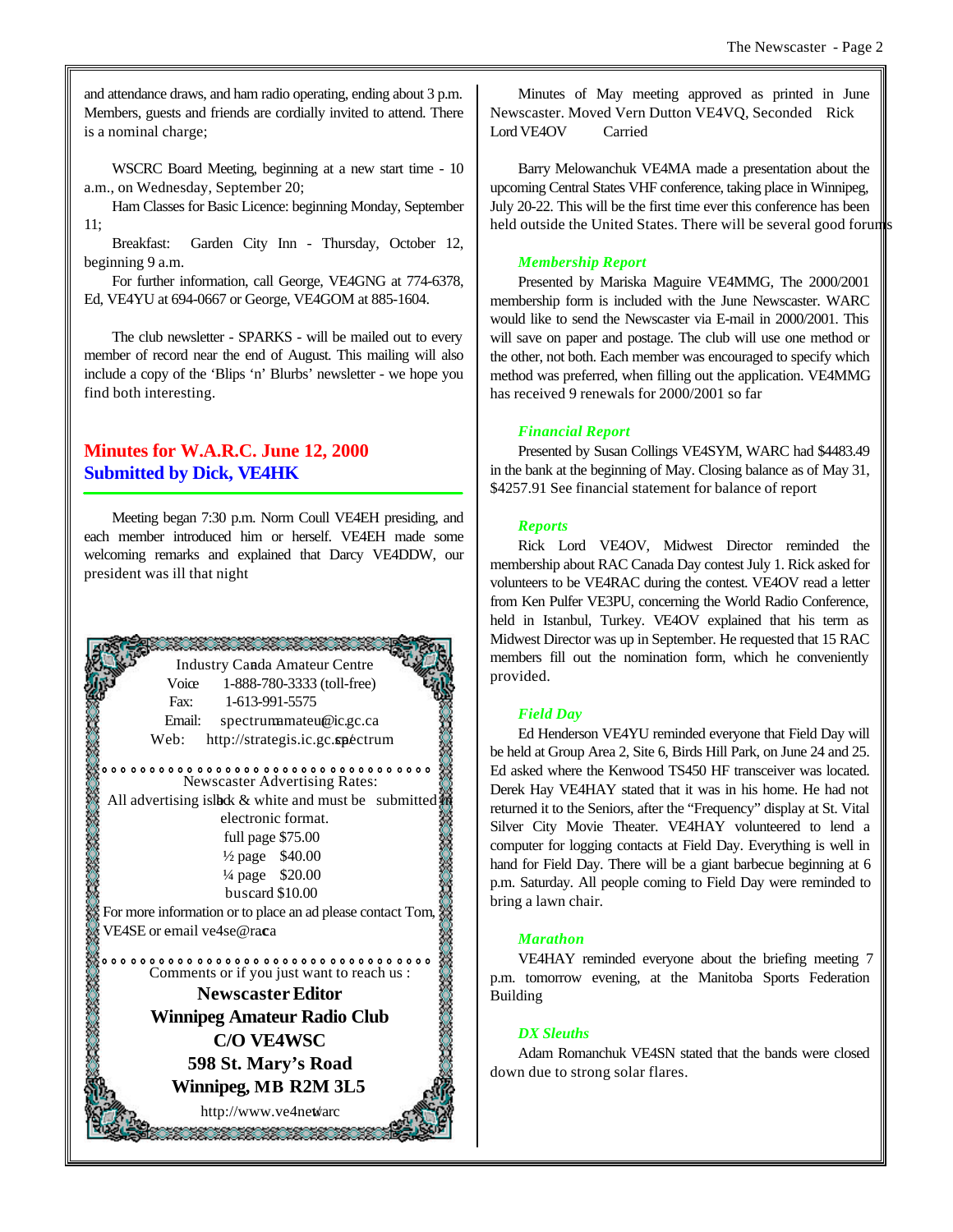and attendance draws, and ham radio operating, ending about 3 p.m. Members, guests and friends are cordially invited to attend. There is a nominal charge;

WSCRC Board Meeting, beginning at a new start time - 10 a.m., on Wednesday, September 20;

Ham Classes for Basic Licence: beginning Monday, September 11;

Breakfast: Garden City Inn - Thursday, October 12, beginning 9 a.m.

For further information, call George, VE4GNG at 774-6378, Ed, VE4YU at 694-0667 or George, VE4GOM at 885-1604.

The club newsletter - SPARKS - will be mailed out to every member of record near the end of August. This mailing will also include a copy of the 'Blips 'n' Blurbs' newsletter - we hope you find both interesting.

## Minutes for W.A.R.C. June 12, 2000
## Submitted by Dick, VE4HK

Meeting began 7:30 p.m. Norm Coull VE4EH presiding, and each member introduced him or herself. VE4EH made some welcoming remarks and explained that Darcy VE4DDW, our president was ill that night

Industry Canada Amateur Centre
Voice 1-888-780-3333 (toll-free)
Fax: 1-613-991-5575
Email: spectrumamateur@ic.gc.ca
Web: http://strategis.ic.gc.ca/spectrum

Newscaster Advertising Rates:
All advertising is black & white and must be submitted in electronic format.
full page $75.00
½ page $40.00
¼ page $20.00
buscard $10.00
For more information or to place an ad please contact Tom, VE4SE or email ve4se@rac.ca

Comments or if you just want to reach us :

**Newscaster Editor**
**Winnipeg Amateur Radio Club**
**C/O VE4WSC**
**598 St. Mary's Road**
**Winnipeg, MB R2M 3L5**
http://www.ve4.net/warc

Minutes of May meeting approved as printed in June Newscaster. Moved Vern Dutton VE4VQ, Seconded Rick Lord VE4OV Carried

Barry Melowanchuk VE4MA made a presentation about the upcoming Central States VHF conference, taking place in Winnipeg, July 20-22. This will be the first time ever this conference has been held outside the United States. There will be several good forums

### *Membership Report*

Presented by Mariska Maguire VE4MMG, The 2000/2001 membership form is included with the June Newscaster. WARC would like to send the Newscaster via E-mail in 2000/2001. This will save on paper and postage. The club will use one method or the other, not both. Each member was encouraged to specify which method was preferred, when filling out the application. VE4MMG has received 9 renewals for 2000/2001 so far

### *Financial Report*

Presented by Susan Collings VE4SYM, WARC had $4483.49 in the bank at the beginning of May. Closing balance as of May 31, $4257.91 See financial statement for balance of report

### *Reports*

Rick Lord VE4OV, Midwest Director reminded the membership about RAC Canada Day contest July 1. Rick asked for volunteers to be VE4RAC during the contest. VE4OV read a letter from Ken Pulfer VE3PU, concerning the World Radio Conference, held in Istanbul, Turkey. VE4OV explained that his term as Midwest Director was up in September. He requested that 15 RAC members fill out the nomination form, which he conveniently provided.

### *Field Day*

Ed Henderson VE4YU reminded everyone that Field Day will be held at Group Area 2, Site 6, Birds Hill Park, on June 24 and 25. Ed asked where the Kenwood TS450 HF transceiver was located. Derek Hay VE4HAY stated that it was in his home. He had not returned it to the Seniors, after the "Frequency" display at St. Vital Silver City Movie Theater. VE4HAY volunteered to lend a computer for logging contacts at Field Day. Everything is well in hand for Field Day. There will be a giant barbecue beginning at 6 p.m. Saturday. All people coming to Field Day were reminded to bring a lawn chair.

### *Marathon*

VE4HAY reminded everyone about the briefing meeting 7 p.m. tomorrow evening, at the Manitoba Sports Federation Building

### *DX Sleuths*

Adam Romanchuk VE4SN stated that the bands were closed down due to strong solar flares.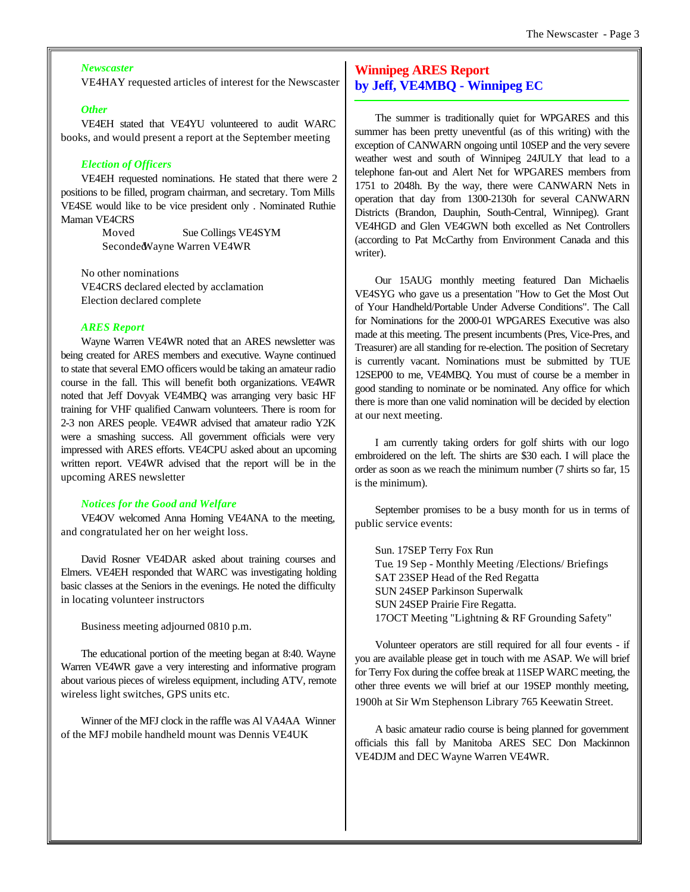*Newscaster*

VE4HAY requested articles of interest for the Newscaster

*Other*

VE4EH stated that VE4YU volunteered to audit WARC books, and would present a report at the September meeting

*Election of Officers*

VE4EH requested nominations. He stated that there were 2 positions to be filled, program chairman, and secretary. Tom Mills VE4SE would like to be vice president only . Nominated Ruthie Maman VE4CRS

Moved Sue Collings VE4SYM
Seconded Wayne Warren VE4WR

No other nominations
VE4CRS declared elected by acclamation
Election declared complete

*ARES Report*

Wayne Warren VE4WR noted that an ARES newsletter was being created for ARES members and executive. Wayne continued to state that several EMO officers would be taking an amateur radio course in the fall. This will benefit both organizations. VE4WR noted that Jeff Dovyak VE4MBQ was arranging very basic HF training for VHF qualified Canwarn volunteers. There is room for 2-3 non ARES people. VE4WR advised that amateur radio Y2K were a smashing success. All government officials were very impressed with ARES efforts. VE4CPU asked about an upcoming written report. VE4WR advised that the report will be in the upcoming ARES newsletter

*Notices for the Good and Welfare*

VE4OV welcomed Anna Horning VE4ANA to the meeting, and congratulated her on her weight loss.

David Rosner VE4DAR asked about training courses and Elmers. VE4EH responded that WARC was investigating holding basic classes at the Seniors in the evenings. He noted the difficulty in locating volunteer instructors

Business meeting adjourned 0810 p.m.

The educational portion of the meeting began at 8:40. Wayne Warren VE4WR gave a very interesting and informative program about various pieces of wireless equipment, including ATV, remote wireless light switches, GPS units etc.

Winner of the MFJ clock in the raffle was Al VA4AA Winner of the MFJ mobile handheld mount was Dennis VE4UK

## Winnipeg ARES Report
## by Jeff, VE4MBQ - Winnipeg EC

The summer is traditionally quiet for WPGARES and this summer has been pretty uneventful (as of this writing) with the exception of CANWARN ongoing until 10SEP and the very severe weather west and south of Winnipeg 24JULY that lead to a telephone fan-out and Alert Net for WPGARES members from 1751 to 2048h. By the way, there were CANWARN Nets in operation that day from 1300-2130h for several CANWARN Districts (Brandon, Dauphin, South-Central, Winnipeg). Grant VE4HGD and Glen VE4GWN both excelled as Net Controllers (according to Pat McCarthy from Environment Canada and this writer).

Our 15AUG monthly meeting featured Dan Michaelis VE4SYG who gave us a presentation "How to Get the Most Out of Your Handheld/Portable Under Adverse Conditions". The Call for Nominations for the 2000-01 WPGARES Executive was also made at this meeting. The present incumbents (Pres, Vice-Pres, and Treasurer) are all standing for re-election. The position of Secretary is currently vacant. Nominations must be submitted by TUE 12SEP00 to me, VE4MBQ. You must of course be a member in good standing to nominate or be nominated. Any office for which there is more than one valid nomination will be decided by election at our next meeting.

I am currently taking orders for golf shirts with our logo embroidered on the left. The shirts are $30 each. I will place the order as soon as we reach the minimum number (7 shirts so far, 15 is the minimum).

September promises to be a busy month for us in terms of public service events:

Sun. 17SEP Terry Fox Run
Tue. 19 Sep - Monthly Meeting /Elections/ Briefings
SAT 23SEP Head of the Red Regatta
SUN 24SEP Parkinson Superwalk
SUN 24SEP Prairie Fire Regatta.
17OCT Meeting "Lightning & RF Grounding Safety"

Volunteer operators are still required for all four events - if you are available please get in touch with me ASAP. We will brief for Terry Fox during the coffee break at 11SEP WARC meeting, the other three events we will brief at our 19SEP monthly meeting, 1900h at Sir Wm Stephenson Library 765 Keewatin Street.

A basic amateur radio course is being planned for government officials this fall by Manitoba ARES SEC Don Mackinnon VE4DJM and DEC Wayne Warren VE4WR.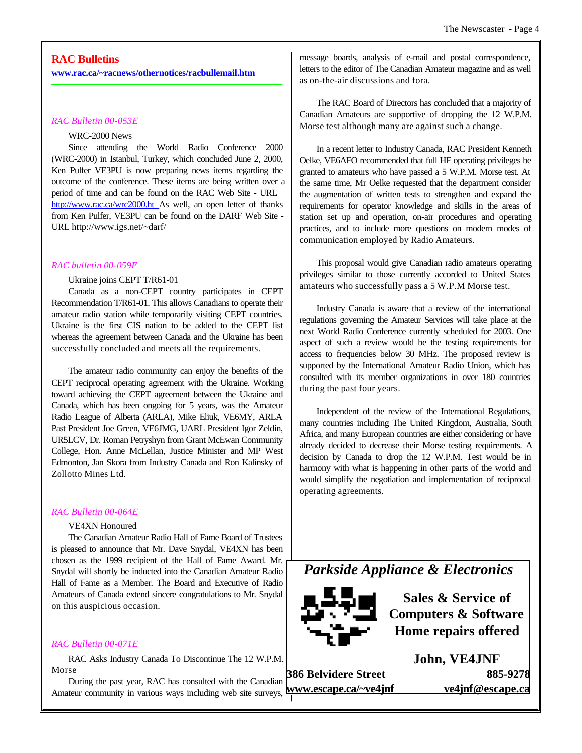## RAC Bulletins

**www.rac.ca/~racnews/othernotices/racbullemail.htm**

*RAC Bulletin 00-053E*

WRC-2000 News

Since attending the World Radio Conference 2000 (WRC-2000) in Istanbul, Turkey, which concluded June 2, 2000, Ken Pulfer VE3PU is now preparing news items regarding the outcome of the conference. These items are being written over a period of time and can be found on the RAC Web Site - URL http://www.rac.ca/wrc2000.ht As well, an open letter of thanks from Ken Pulfer, VE3PU can be found on the DARF Web Site - URL http://www.igs.net/~darf/

*RAC bulletin 00-059E*

Ukraine joins CEPT T/R61-01

Canada as a non-CEPT country participates in CEPT Recommendation T/R61-01. This allows Canadians to operate their amateur radio station while temporarily visiting CEPT countries. Ukraine is the first CIS nation to be added to the CEPT list whereas the agreement between Canada and the Ukraine has been successfully concluded and meets all the requirements.

The amateur radio community can enjoy the benefits of the CEPT reciprocal operating agreement with the Ukraine. Working toward achieving the CEPT agreement between the Ukraine and Canada, which has been ongoing for 5 years, was the Amateur Radio League of Alberta (ARLA), Mike Eliuk, VE6MY, ARLA Past President Joe Green, VE6JMG, UARL President Igor Zeldin, UR5LCV, Dr. Roman Petryshyn from Grant McEwan Community College, Hon. Anne McLellan, Justice Minister and MP West Edmonton, Jan Skora from Industry Canada and Ron Kalinsky of Zollotto Mines Ltd.

*RAC Bulletin 00-064E*

VE4XN Honoured

The Canadian Amateur Radio Hall of Fame Board of Trustees is pleased to announce that Mr. Dave Snydal, VE4XN has been chosen as the 1999 recipient of the Hall of Fame Award. Mr. Snydal will shortly be inducted into the Canadian Amateur Radio Hall of Fame as a Member. The Board and Executive of Radio Amateurs of Canada extend sincere congratulations to Mr. Snydal on this auspicious occasion.

*RAC Bulletin 00-071E*

RAC Asks Industry Canada To Discontinue The 12 W.P.M. Morse

During the past year, RAC has consulted with the Canadian Amateur community in various ways including web site surveys, message boards, analysis of e-mail and postal correspondence, letters to the editor of The Canadian Amateur magazine and as well as on-the-air discussions and fora.

The RAC Board of Directors has concluded that a majority of Canadian Amateurs are supportive of dropping the 12 W.P.M. Morse test although many are against such a change.

In a recent letter to Industry Canada, RAC President Kenneth Oelke, VE6AFO recommended that full HF operating privileges be granted to amateurs who have passed a 5 W.P.M. Morse test. At the same time, Mr Oelke requested that the department consider the augmentation of written tests to strengthen and expand the requirements for operator knowledge and skills in the areas of station set up and operation, on-air procedures and operating practices, and to include more questions on modern modes of communication employed by Radio Amateurs.

This proposal would give Canadian radio amateurs operating privileges similar to those currently accorded to United States amateurs who successfully pass a 5 W.P.M Morse test.

Industry Canada is aware that a review of the international regulations governing the Amateur Services will take place at the next World Radio Conference currently scheduled for 2003. One aspect of such a review would be the testing requirements for access to frequencies below 30 MHz. The proposed review is supported by the International Amateur Radio Union, which has consulted with its member organizations in over 180 countries during the past four years.

Independent of the review of the International Regulations, many countries including The United Kingdom, Australia, South Africa, and many European countries are either considering or have already decided to decrease their Morse testing requirements. A decision by Canada to drop the 12 W.P.M. Test would be in harmony with what is happening in other parts of the world and would simplify the negotiation and implementation of reciprocal operating agreements.

---

***Parkside Appliance & Electronics***

**Sales & Service of Computers & Software Home repairs offered**

**John, VE4JNF**

**386 Belvidere Street** **885-9278**

**www.escape.ca/~ve4jnf** **ve4jnf@escape.ca**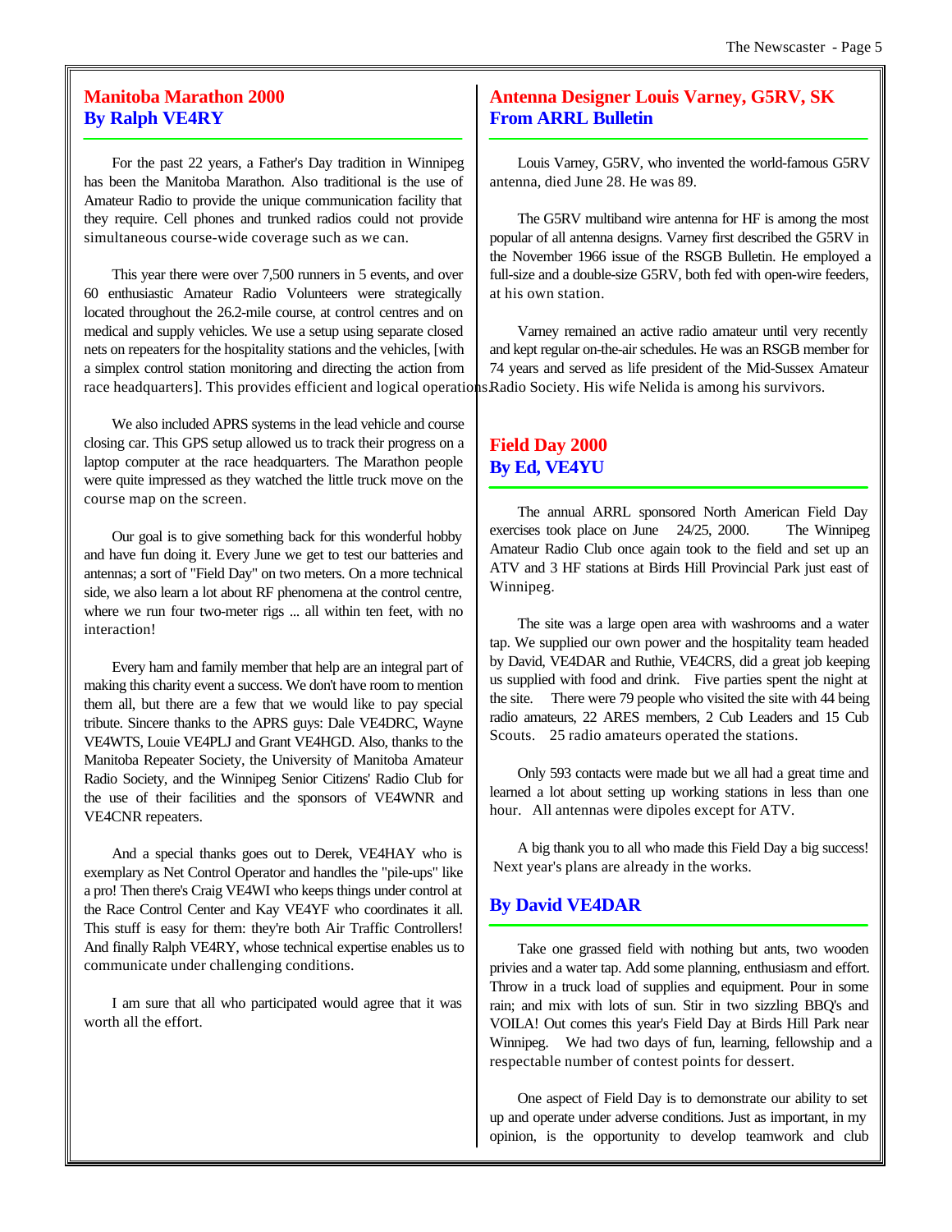## Manitoba Marathon 2000
## By Ralph VE4RY

For the past 22 years, a Father's Day tradition in Winnipeg has been the Manitoba Marathon. Also traditional is the use of Amateur Radio to provide the unique communication facility that they require. Cell phones and trunked radios could not provide simultaneous course-wide coverage such as we can.

This year there were over 7,500 runners in 5 events, and over 60 enthusiastic Amateur Radio Volunteers were strategically located throughout the 26.2-mile course, at control centres and on medical and supply vehicles. We use a setup using separate closed nets on repeaters for the hospitality stations and the vehicles, [with a simplex control station monitoring and directing the action from race headquarters]. This provides efficient and logical operations.

We also included APRS systems in the lead vehicle and course closing car. This GPS setup allowed us to track their progress on a laptop computer at the race headquarters. The Marathon people were quite impressed as they watched the little truck move on the course map on the screen.

Our goal is to give something back for this wonderful hobby and have fun doing it. Every June we get to test our batteries and antennas; a sort of "Field Day" on two meters. On a more technical side, we also learn a lot about RF phenomena at the control centre, where we run four two-meter rigs ... all within ten feet, with no interaction!

Every ham and family member that help are an integral part of making this charity event a success. We don't have room to mention them all, but there are a few that we would like to pay special tribute. Sincere thanks to the APRS guys: Dale VE4DRC, Wayne VE4WTS, Louie VE4PLJ and Grant VE4HGD. Also, thanks to the Manitoba Repeater Society, the University of Manitoba Amateur Radio Society, and the Winnipeg Senior Citizens' Radio Club for the use of their facilities and the sponsors of VE4WNR and VE4CNR repeaters.

And a special thanks goes out to Derek, VE4HAY who is exemplary as Net Control Operator and handles the "pile-ups" like a pro! Then there's Craig VE4WI who keeps things under control at the Race Control Center and Kay VE4YF who coordinates it all. This stuff is easy for them: they're both Air Traffic Controllers! And finally Ralph VE4RY, whose technical expertise enables us to communicate under challenging conditions.

I am sure that all who participated would agree that it was worth all the effort.

## Antenna Designer Louis Varney, G5RV, SK
## From ARRL Bulletin

Louis Varney, G5RV, who invented the world-famous G5RV antenna, died June 28. He was 89.

The G5RV multiband wire antenna for HF is among the most popular of all antenna designs. Varney first described the G5RV in the November 1966 issue of the RSGB Bulletin. He employed a full-size and a double-size G5RV, both fed with open-wire feeders, at his own station.

Varney remained an active radio amateur until very recently and kept regular on-the-air schedules. He was an RSGB member for 74 years and served as life president of the Mid-Sussex Amateur Radio Society. His wife Nelida is among his survivors.

## Field Day 2000
## By Ed, VE4YU

The annual ARRL sponsored North American Field Day exercises took place on June 24/25, 2000. The Winnipeg Amateur Radio Club once again took to the field and set up an ATV and 3 HF stations at Birds Hill Provincial Park just east of Winnipeg.

The site was a large open area with washrooms and a water tap. We supplied our own power and the hospitality team headed by David, VE4DAR and Ruthie, VE4CRS, did a great job keeping us supplied with food and drink. Five parties spent the night at the site. There were 79 people who visited the site with 44 being radio amateurs, 22 ARES members, 2 Cub Leaders and 15 Cub Scouts. 25 radio amateurs operated the stations.

Only 593 contacts were made but we all had a great time and learned a lot about setting up working stations in less than one hour. All antennas were dipoles except for ATV.

A big thank you to all who made this Field Day a big success! Next year's plans are already in the works.

## By David VE4DAR

Take one grassed field with nothing but ants, two wooden privies and a water tap. Add some planning, enthusiasm and effort. Throw in a truck load of supplies and equipment. Pour in some rain; and mix with lots of sun. Stir in two sizzling BBQ's and VOILA! Out comes this year's Field Day at Birds Hill Park near Winnipeg. We had two days of fun, learning, fellowship and a respectable number of contest points for dessert.

One aspect of Field Day is to demonstrate our ability to set up and operate under adverse conditions. Just as important, in my opinion, is the opportunity to develop teamwork and club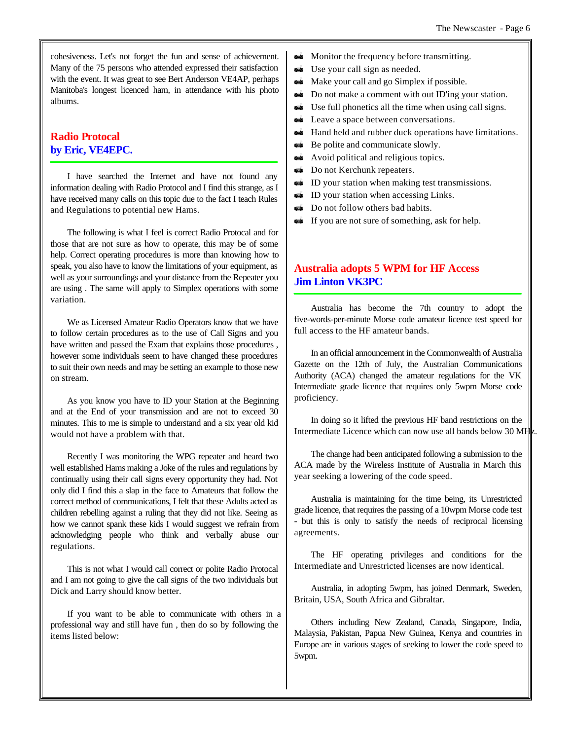cohesiveness. Let's not forget the fun and sense of achievement. Many of the 75 persons who attended expressed their satisfaction with the event. It was great to see Bert Anderson VE4AP, perhaps Manitoba's longest licenced ham, in attendance with his photo albums.

## Radio Protocal
## by Eric, VE4EPC.

I have searched the Internet and have not found any information dealing with Radio Protocol and I find this strange, as I have received many calls on this topic due to the fact I teach Rules and Regulations to potential new Hams.

The following is what I feel is correct Radio Protocal and for those that are not sure as how to operate, this may be of some help. Correct operating procedures is more than knowing how to speak, you also have to know the limitations of your equipment, as well as your surroundings and your distance from the Repeater you are using . The same will apply to Simplex operations with some variation.

We as Licensed Amateur Radio Operators know that we have to follow certain procedures as to the use of Call Signs and you have written and passed the Exam that explains those procedures , however some individuals seem to have changed these procedures to suit their own needs and may be setting an example to those new on stream.

As you know you have to ID your Station at the Beginning and at the End of your transmission and are not to exceed 30 minutes. This to me is simple to understand and a six year old kid would not have a problem with that.

Recently I was monitoring the WPG repeater and heard two well established Hams making a Joke of the rules and regulations by continually using their call signs every opportunity they had. Not only did I find this a slap in the face to Amateurs that follow the correct method of communications, I felt that these Adults acted as children rebelling against a ruling that they did not like. Seeing as how we cannot spank these kids I would suggest we refrain from acknowledging people who think and verbally abuse our regulations.

This is not what I would call correct or polite Radio Protocal and I am not going to give the call signs of the two individuals but Dick and Larry should know better.

If you want to be able to communicate with others in a professional way and still have fun , then do so by following the items listed below:

- Monitor the frequency before transmitting.
- Use your call sign as needed.
- Make your call and go Simplex if possible.
- Do not make a comment with out ID'ing your station.
- Use full phonetics all the time when using call signs.
- Leave a space between conversations.
- Hand held and rubber duck operations have limitations.
- Be polite and communicate slowly.
- Avoid political and religious topics.
- Do not Kerchunk repeaters.
- ID your station when making test transmissions.
- ID your station when accessing Links.
- Do not follow others bad habits.
- If you are not sure of something, ask for help.

## Australia adopts 5 WPM for HF Access
## Jim Linton VK3PC

Australia has become the 7th country to adopt the five-words-per-minute Morse code amateur licence test speed for full access to the HF amateur bands.

In an official announcement in the Commonwealth of Australia Gazette on the 12th of July, the Australian Communications Authority (ACA) changed the amateur regulations for the VK Intermediate grade licence that requires only 5wpm Morse code proficiency.

In doing so it lifted the previous HF band restrictions on the Intermediate Licence which can now use all bands below 30 MHz.

The change had been anticipated following a submission to the ACA made by the Wireless Institute of Australia in March this year seeking a lowering of the code speed.

Australia is maintaining for the time being, its Unrestricted grade licence, that requires the passing of a 10wpm Morse code test - but this is only to satisfy the needs of reciprocal licensing agreements.

The HF operating privileges and conditions for the Intermediate and Unrestricted licenses are now identical.

Australia, in adopting 5wpm, has joined Denmark, Sweden, Britain, USA, South Africa and Gibraltar.

Others including New Zealand, Canada, Singapore, India, Malaysia, Pakistan, Papua New Guinea, Kenya and countries in Europe are in various stages of seeking to lower the code speed to 5wpm.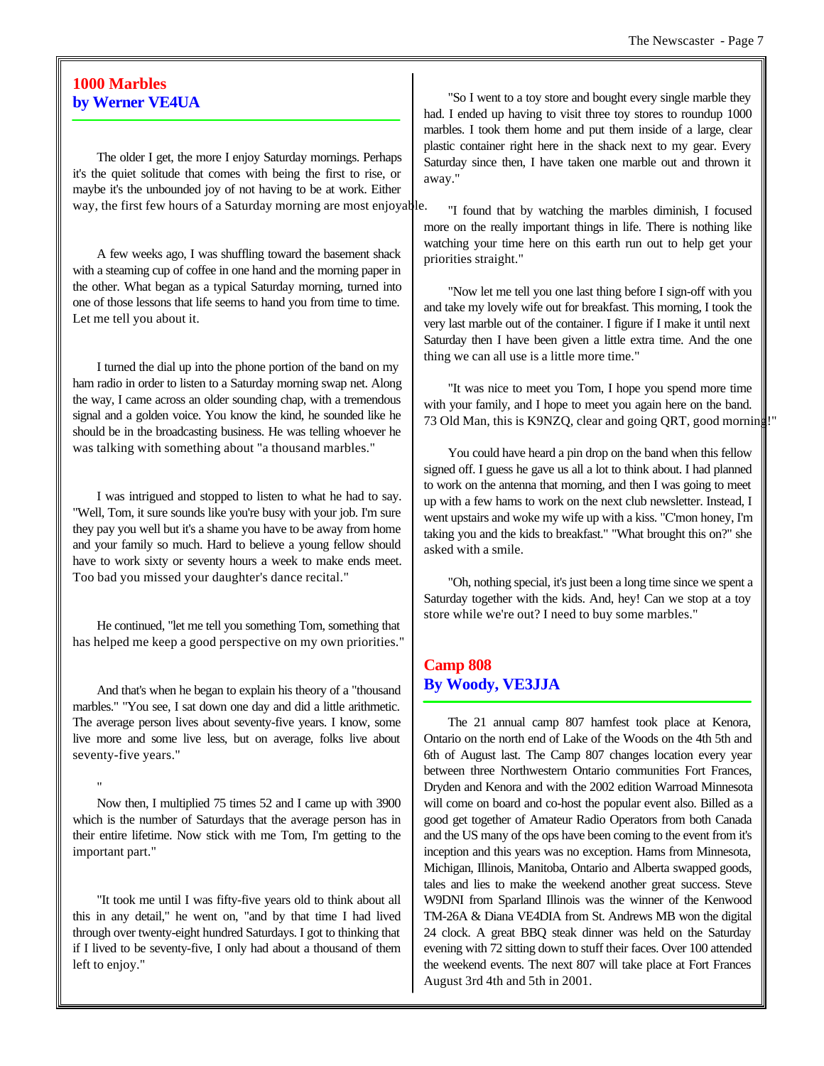## 1000 Marbles
## by Werner VE4UA

The older I get, the more I enjoy Saturday mornings. Perhaps it's the quiet solitude that comes with being the first to rise, or maybe it's the unbounded joy of not having to be at work. Either way, the first few hours of a Saturday morning are most enjoyable.

A few weeks ago, I was shuffling toward the basement shack with a steaming cup of coffee in one hand and the morning paper in the other. What began as a typical Saturday morning, turned into one of those lessons that life seems to hand you from time to time. Let me tell you about it.

I turned the dial up into the phone portion of the band on my ham radio in order to listen to a Saturday morning swap net. Along the way, I came across an older sounding chap, with a tremendous signal and a golden voice. You know the kind, he sounded like he should be in the broadcasting business. He was telling whoever he was talking with something about "a thousand marbles."

I was intrigued and stopped to listen to what he had to say. "Well, Tom, it sure sounds like you're busy with your job. I'm sure they pay you well but it's a shame you have to be away from home and your family so much. Hard to believe a young fellow should have to work sixty or seventy hours a week to make ends meet. Too bad you missed your daughter's dance recital."

He continued, "let me tell you something Tom, something that has helped me keep a good perspective on my own priorities."

And that's when he began to explain his theory of a "thousand marbles." "You see, I sat down one day and did a little arithmetic. The average person lives about seventy-five years. I know, some live more and some live less, but on average, folks live about seventy-five years."

"

Now then, I multiplied 75 times 52 and I came up with 3900 which is the number of Saturdays that the average person has in their entire lifetime. Now stick with me Tom, I'm getting to the important part."

"It took me until I was fifty-five years old to think about all this in any detail," he went on, "and by that time I had lived through over twenty-eight hundred Saturdays. I got to thinking that if I lived to be seventy-five, I only had about a thousand of them left to enjoy."

"So I went to a toy store and bought every single marble they had. I ended up having to visit three toy stores to roundup 1000 marbles. I took them home and put them inside of a large, clear plastic container right here in the shack next to my gear. Every Saturday since then, I have taken one marble out and thrown it away."

"I found that by watching the marbles diminish, I focused more on the really important things in life. There is nothing like watching your time here on this earth run out to help get your priorities straight."

"Now let me tell you one last thing before I sign-off with you and take my lovely wife out for breakfast. This morning, I took the very last marble out of the container. I figure if I make it until next Saturday then I have been given a little extra time. And the one thing we can all use is a little more time."

"It was nice to meet you Tom, I hope you spend more time with your family, and I hope to meet you again here on the band. 73 Old Man, this is K9NZQ, clear and going QRT, good morning!"

You could have heard a pin drop on the band when this fellow signed off. I guess he gave us all a lot to think about. I had planned to work on the antenna that morning, and then I was going to meet up with a few hams to work on the next club newsletter. Instead, I went upstairs and woke my wife up with a kiss. "C'mon honey, I'm taking you and the kids to breakfast." "What brought this on?" she asked with a smile.

"Oh, nothing special, it's just been a long time since we spent a Saturday together with the kids. And, hey! Can we stop at a toy store while we're out? I need to buy some marbles."

## Camp 808
## By Woody, VE3JJA

The 21 annual camp 807 hamfest took place at Kenora, Ontario on the north end of Lake of the Woods on the 4th 5th and 6th of August last. The Camp 807 changes location every year between three Northwestern Ontario communities Fort Frances, Dryden and Kenora and with the 2002 edition Warroad Minnesota will come on board and co-host the popular event also. Billed as a good get together of Amateur Radio Operators from both Canada and the US many of the ops have been coming to the event from it's inception and this years was no exception. Hams from Minnesota, Michigan, Illinois, Manitoba, Ontario and Alberta swapped goods, tales and lies to make the weekend another great success. Steve W9DNI from Sparland Illinois was the winner of the Kenwood TM-26A & Diana VE4DIA from St. Andrews MB won the digital 24 clock. A great BBQ steak dinner was held on the Saturday evening with 72 sitting down to stuff their faces. Over 100 attended the weekend events. The next 807 will take place at Fort Frances August 3rd 4th and 5th in 2001.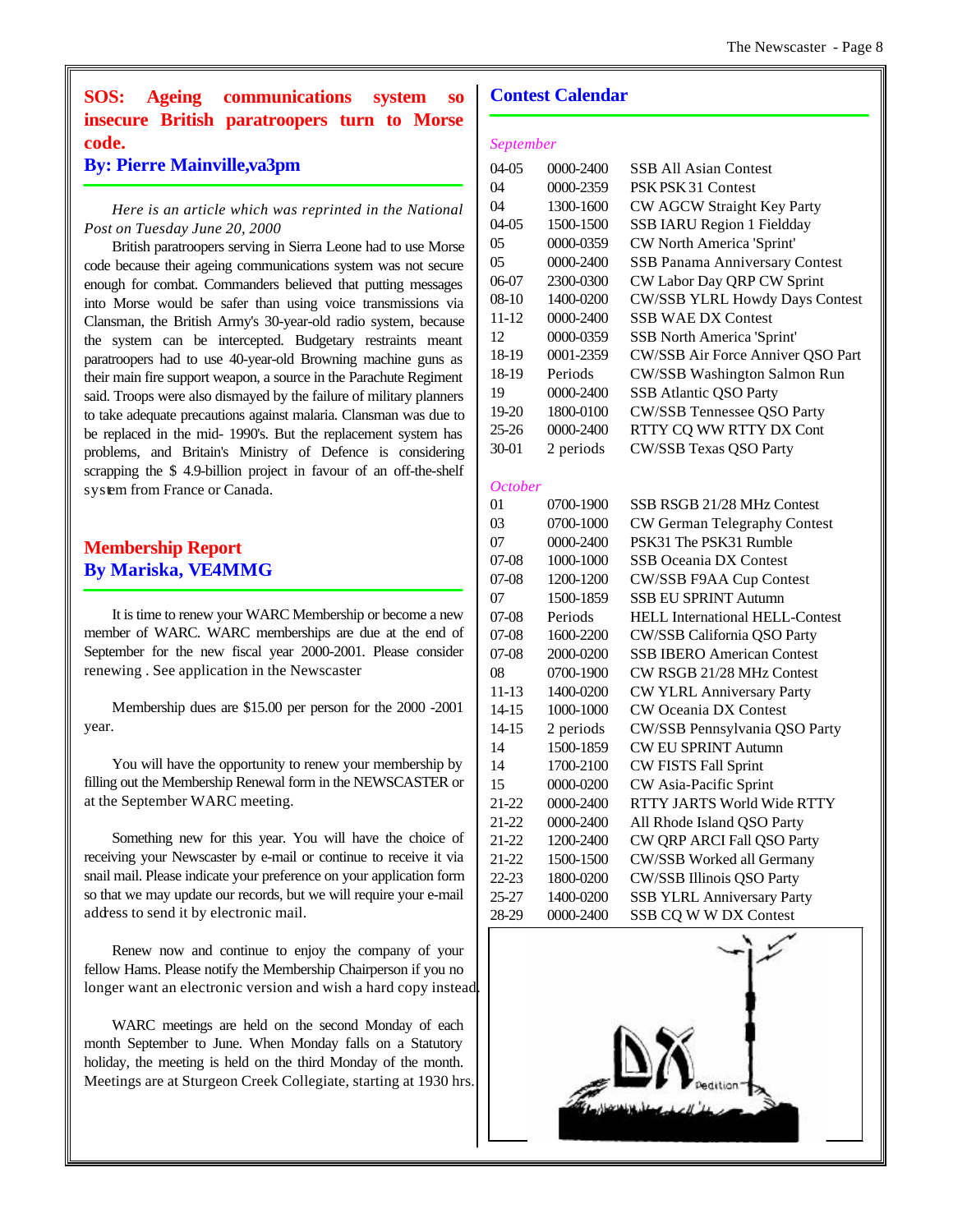## SOS: Ageing communications system so insecure British paratroopers turn to Morse code.

### By: Pierre Mainville,va3pm

*Here is an article which was reprinted in the National Post on Tuesday June 20, 2000*

British paratroopers serving in Sierra Leone had to use Morse code because their ageing communications system was not secure enough for combat. Commanders believed that putting messages into Morse would be safer than using voice transmissions via Clansman, the British Army's 30-year-old radio system, because the system can be intercepted. Budgetary restraints meant paratroopers had to use 40-year-old Browning machine guns as their main fire support weapon, a source in the Parachute Regiment said. Troops were also dismayed by the failure of military planners to take adequate precautions against malaria. Clansman was due to be replaced in the mid- 1990's. But the replacement system has problems, and Britain's Ministry of Defence is considering scrapping the $ 4.9-billion project in favour of an off-the-shelf system from France or Canada.

## Membership Report

### By Mariska, VE4MMG

It is time to renew your WARC Membership or become a new member of WARC. WARC memberships are due at the end of September for the new fiscal year 2000-2001. Please consider renewing . See application in the Newscaster

Membership dues are $15.00 per person for the 2000 -2001 year.

You will have the opportunity to renew your membership by filling out the Membership Renewal form in the NEWSCASTER or at the September WARC meeting.

Something new for this year. You will have the choice of receiving your Newscaster by e-mail or continue to receive it via snail mail. Please indicate your preference on your application form so that we may update our records, but we will require your e-mail address to send it by electronic mail.

Renew now and continue to enjoy the company of your fellow Hams. Please notify the Membership Chairperson if you no longer want an electronic version and wish a hard copy instead.

WARC meetings are held on the second Monday of each month September to June. When Monday falls on a Statutory holiday, the meeting is held on the third Monday of the month. Meetings are at Sturgeon Creek Collegiate, starting at 1930 hrs.

## Contest Calendar

*September*

| | | |
|---|---|---|
| 04-05 | 0000-2400 | SSB All Asian Contest |
| 04 | 0000-2359 | PSK PSK31 Contest |
| 04 | 1300-1600 | CW AGCW Straight Key Party |
| 04-05 | 1500-1500 | SSB IARU Region 1 Fieldday |
| 05 | 0000-0359 | CW North America 'Sprint' |
| 05 | 0000-2400 | SSB Panama Anniversary Contest |
| 06-07 | 2300-0300 | CW Labor Day QRP CW Sprint |
| 08-10 | 1400-0200 | CW/SSB YLRL Howdy Days Contest |
| 11-12 | 0000-2400 | SSB WAE DX Contest |
| 12 | 0000-0359 | SSB North America 'Sprint' |
| 18-19 | 0001-2359 | CW/SSB Air Force Anniver QSO Part |
| 18-19 | Periods | CW/SSB Washington Salmon Run |
| 19 | 0000-2400 | SSB Atlantic QSO Party |
| 19-20 | 1800-0100 | CW/SSB Tennessee QSO Party |
| 25-26 | 0000-2400 | RTTY CQ WW RTTY DX Cont |
| 30-01 | 2 periods | CW/SSB Texas QSO Party |

*October*

| | | |
|---|---|---|
| 01 | 0700-1900 | SSB RSGB 21/28 MHz Contest |
| 03 | 0700-1000 | CW German Telegraphy Contest |
| 07 | 0000-2400 | PSK31 The PSK31 Rumble |
| 07-08 | 1000-1000 | SSB Oceania DX Contest |
| 07-08 | 1200-1200 | CW/SSB F9AA Cup Contest |
| 07 | 1500-1859 | SSB EU SPRINT Autumn |
| 07-08 | Periods | HELL International HELL-Contest |
| 07-08 | 1600-2200 | CW/SSB California QSO Party |
| 07-08 | 2000-0200 | SSB IBERO American Contest |
| 08 | 0700-1900 | CW RSGB 21/28 MHz Contest |
| 11-13 | 1400-0200 | CW YLRL Anniversary Party |
| 14-15 | 1000-1000 | CW Oceania DX Contest |
| 14-15 | 2 periods | CW/SSB Pennsylvania QSO Party |
| 14 | 1500-1859 | CW EU SPRINT Autumn |
| 14 | 1700-2100 | CW FISTS Fall Sprint |
| 15 | 0000-0200 | CW Asia-Pacific Sprint |
| 21-22 | 0000-2400 | RTTY JARTS World Wide RTTY |
| 21-22 | 0000-2400 | All Rhode Island QSO Party |
| 21-22 | 1200-2400 | CW QRP ARCI Fall QSO Party |
| 21-22 | 1500-1500 | CW/SSB Worked all Germany |
| 22-23 | 1800-0200 | CW/SSB Illinois QSO Party |
| 25-27 | 1400-0200 | SSB YLRL Anniversary Party |
| 28-29 | 0000-2400 | SSB CQ W W DX Contest |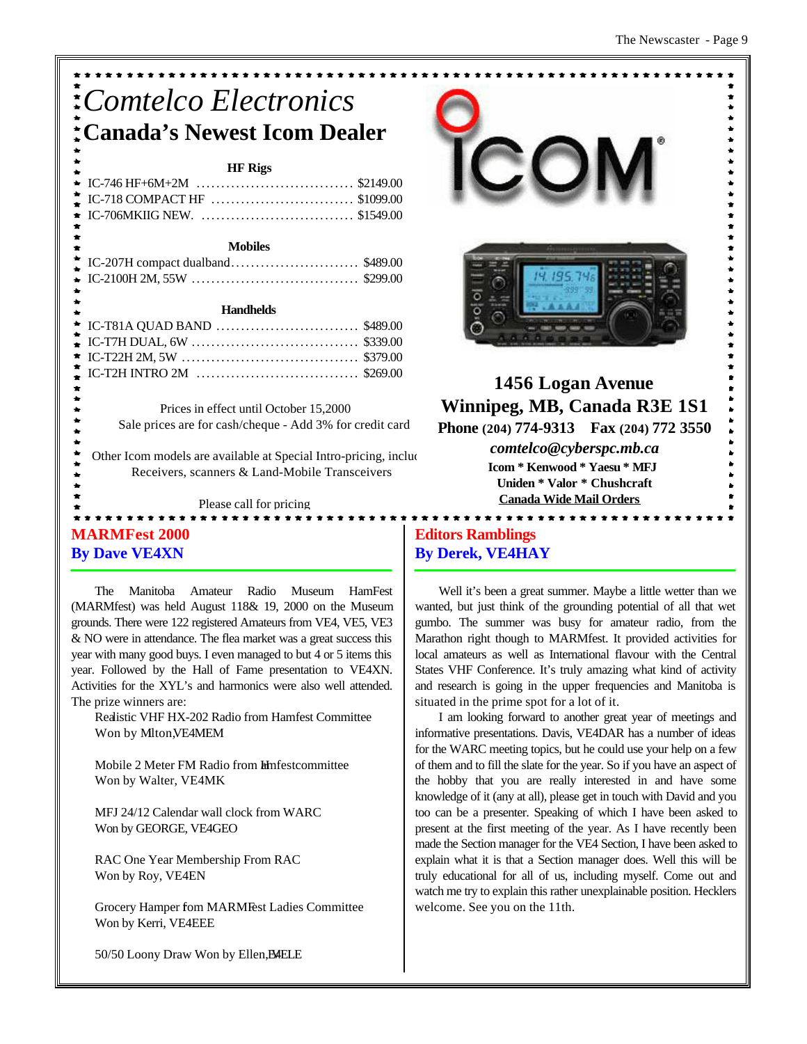# *Comtelco Electronics*

## Canada's Newest Icom Dealer

**HF Rigs**

| | |
|---|---|
| IC-746 HF+6M+2M | $2149.00 |
| IC-718 COMPACT HF | $1099.00 |
| IC-706MKIIG NEW. | $1549.00 |

**Mobiles**

| | |
|---|---|
| IC-207H compact dualband | $489.00 |
| IC-2100H 2M, 55W | $299.00 |

**Handhelds**

| | |
|---|---|
| IC-T81A QUAD BAND | $489.00 |
| IC-T7H DUAL, 6W | $339.00 |
| IC-T22H 2M, 5W | $379.00 |
| IC-T2H INTRO 2M | $269.00 |

Prices in effect until October 15,2000
Sale prices are for cash/cheque - Add 3% for credit card

Other Icom models are available at Special Intro-pricing, incluc
Receivers, scanners & Land-Mobile Transceivers

Please call for pricing

ICOM®

**1456 Logan Avenue**
**Winnipeg, MB, Canada R3E 1S1**
**Phone (204) 774-9313  Fax (204) 772 3550**
***comtelco@cyberspc.mb.ca***
**Icom * Kenwood * Yaesu * MFJ**
**Uniden * Valor * Chushcraft**
**Canada Wide Mail Orders**

## MARMFest 2000
### By Dave VE4XN

The Manitoba Amateur Radio Museum HamFest (MARMfest) was held August 118& 19, 2000 on the Museum grounds. There were 122 registered Amateurs from VE4, VE5, VE3 & NO were in attendance. The flea market was a great success this year with many good buys. I even managed to but 4 or 5 items this year. Followed by the Hall of Fame presentation to VE4XN. Activities for the XYL's and harmonics were also well attended. The prize winners are:

Realistic VHF HX-202 Radio from Hamfest Committee
Won by Milton,VE4MEM

Mobile 2 Meter FM Radio from Hamfestcommittee
Won by Walter, VE4MK

MFJ 24/12 Calendar wall clock from WARC
Won by GEORGE, VE4GEO

RAC One Year Membership From RAC
Won by Roy, VE4EN

Grocery Hamper fom MARMFest Ladies Committee
Won by Kerri, VE4EEE

50/50 Loony Draw Won by Ellen,VE4ELE

## Editors Ramblings
### By Derek, VE4HAY

Well it's been a great summer. Maybe a little wetter than we wanted, but just think of the grounding potential of all that wet gumbo. The summer was busy for amateur radio, from the Marathon right though to MARMfest. It provided activities for local amateurs as well as International flavour with the Central States VHF Conference. It's truly amazing what kind of activity and research is going in the upper frequencies and Manitoba is situated in the prime spot for a lot of it.

I am looking forward to another great year of meetings and informative presentations. Davis, VE4DAR has a number of ideas for the WARC meeting topics, but he could use your help on a few of them and to fill the slate for the year. So if you have an aspect of the hobby that you are really interested in and have some knowledge of it (any at all), please get in touch with David and you too can be a presenter. Speaking of which I have been asked to present at the first meeting of the year. As I have recently been made the Section manager for the VE4 Section, I have been asked to explain what it is that a Section manager does. Well this will be truly educational for all of us, including myself. Come out and watch me try to explain this rather unexplainable position. Hecklers welcome. See you on the 11th.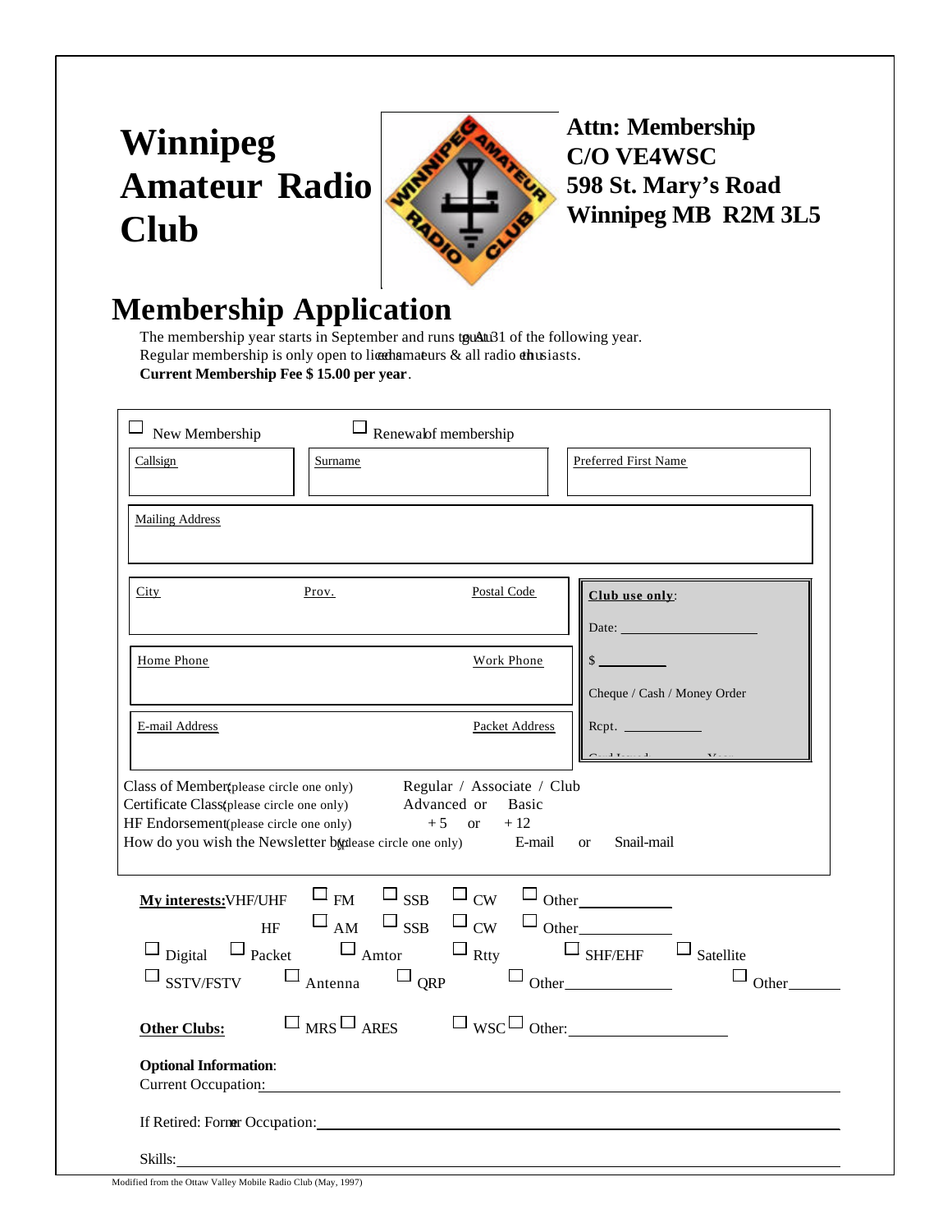# Winnipeg Amateur Radio Club

**Attn: Membership**
**C/O VE4WSC**
**598 St. Mary's Road**
**Winnipeg MB R2M 3L5**

## Membership Application

The membership year starts in September and runs to Aug 31 of the following year.
Regular membership is only open to licensed amateurs & all radio enthusiasts.
**Current Membership Fee $ 15.00 per year**.

☐ New Membership ☐ Renewal of membership

| Callsign | Surname | Preferred First Name |
|---|---|---|
| | | |

Mailing Address

| City | Prov. | Postal Code |
|---|---|---|
| | | |

| Home Phone | Work Phone |
|---|---|
| | |

| E-mail Address | Packet Address |
|---|---|
| | |

**Club use only**:
Date: ____________
$ ________
Cheque / Cash / Money Order
Rcpt. ________

Class of Member (please circle one only) Regular / Associate / Club
Certificate Class (please circle one only) Advanced or Basic
HF Endorsement (please circle one only) + 5 or + 12
How do you wish the Newsletter by (please circle one only) E-mail or Snail-mail

**My interests:** VHF/UHF ☐ FM ☐ SSB ☐ CW ☐ Other________
HF ☐ AM ☐ SSB ☐ CW ☐ Other________
☐ Digital ☐ Packet ☐ Amtor ☐ Rtty ☐ SHF/EHF ☐ Satellite
☐ SSTV/FSTV ☐ Antenna ☐ QRP ☐ Other________ ☐ Other________

**Other Clubs:** ☐ MRS ☐ ARES ☐ WSC ☐ Other: ________________

**Optional Information**:
Current Occupation: ________________________________

If Retired: Former Occupation: ________________________________

Skills: ________________________________

Modified from the Ottawa Valley Mobile Radio Club (May, 1997)